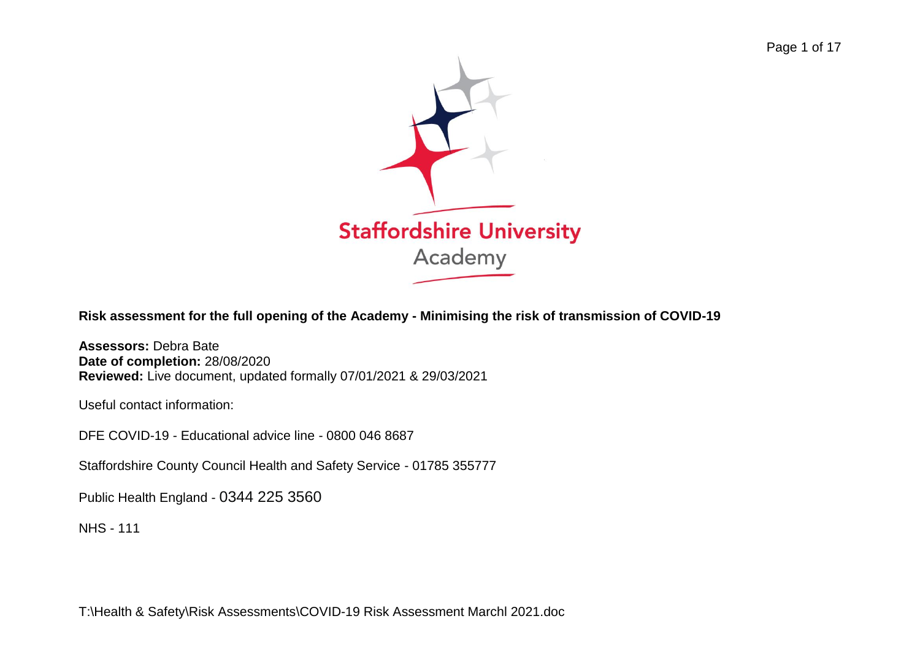Staffordshire University Academy

**Risk assessment for the full opening of the Academy - Minimising the risk of transmission of COVID-19**

**Assessors:** Debra Bate
**Date of completion:** 28/08/2020
**Reviewed:** Live document, updated formally 07/01/2021 & 29/03/2021

Useful contact information:

DFE COVID-19 - Educational advice line - 0800 046 8687

Staffordshire County Council Health and Safety Service - 01785 355777

Public Health England - 0344 225 3560

NHS - 111

T:\Health & Safety\Risk Assessments\COVID-19 Risk Assessment Marchl 2021.doc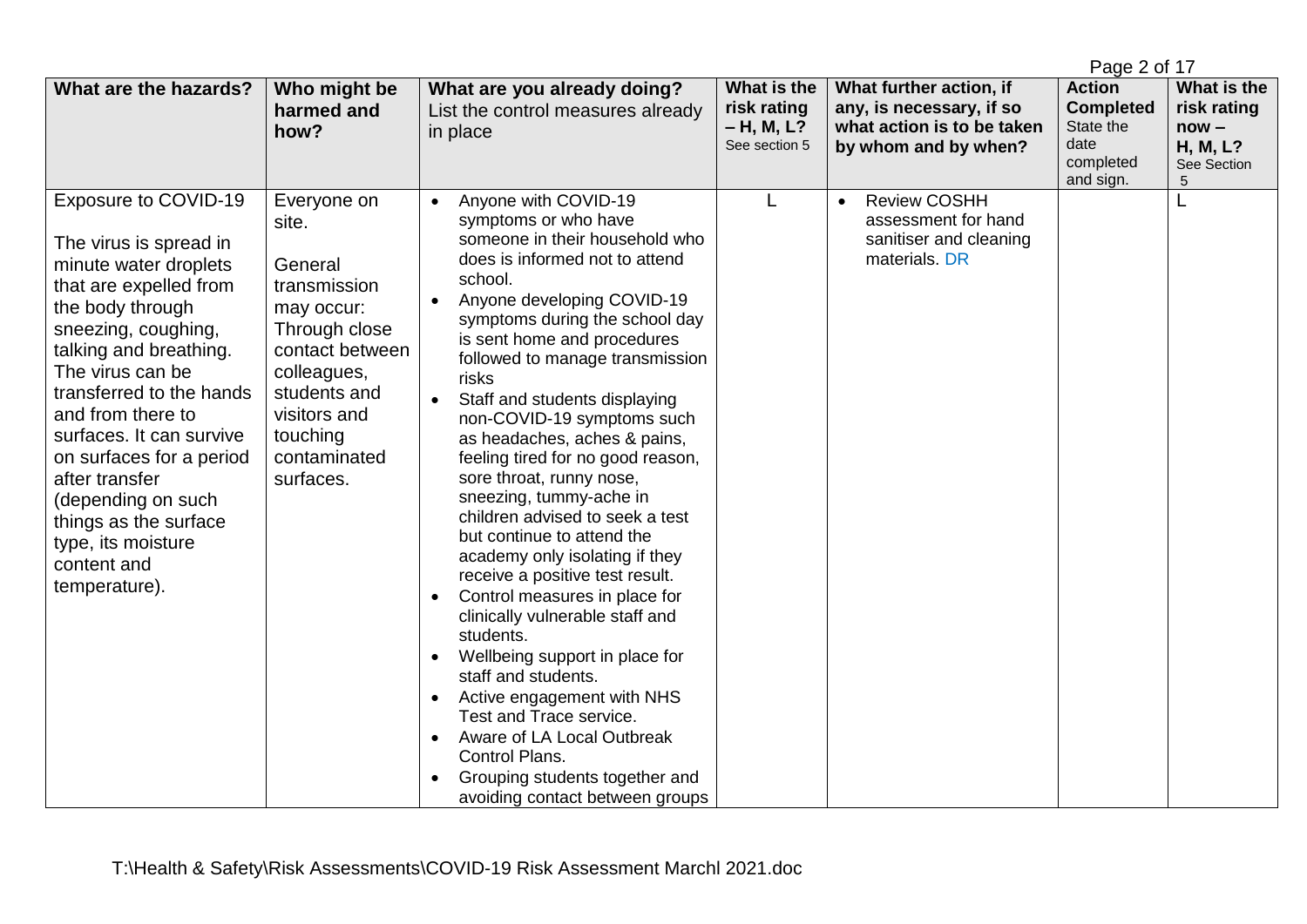| What are the hazards? | Who might be harmed and how? | What are you already doing? List the control measures already in place | What is the risk rating – H, M, L? See section 5 | What further action, if any, is necessary, if so what action is to be taken by whom and by when? | Action Completed State the date completed and sign. | What is the risk rating now – H, M, L? See Section 5 |
|---|---|---|---|---|---|---|
| Exposure to COVID-19<br><br>The virus is spread in minute water droplets that are expelled from the body through sneezing, coughing, talking and breathing. The virus can be transferred to the hands and from there to surfaces. It can survive on surfaces for a period after transfer (depending on such things as the surface type, its moisture content and temperature). | Everyone on site.<br><br>General transmission may occur: Through close contact between colleagues, students and visitors and touching contaminated surfaces. | • Anyone with COVID-19 symptoms or who have someone in their household who does is informed not to attend school.<br>• Anyone developing COVID-19 symptoms during the school day is sent home and procedures followed to manage transmission risks<br>• Staff and students displaying non-COVID-19 symptoms such as headaches, aches & pains, feeling tired for no good reason, sore throat, runny nose, sneezing, tummy-ache in children advised to seek a test but continue to attend the academy only isolating if they receive a positive test result.<br>• Control measures in place for clinically vulnerable staff and students.<br>• Wellbeing support in place for staff and students.<br>• Active engagement with NHS Test and Trace service.<br>• Aware of LA Local Outbreak Control Plans.<br>• Grouping students together and avoiding contact between groups | L | • Review COSHH assessment for hand sanitiser and cleaning materials. DR | | L |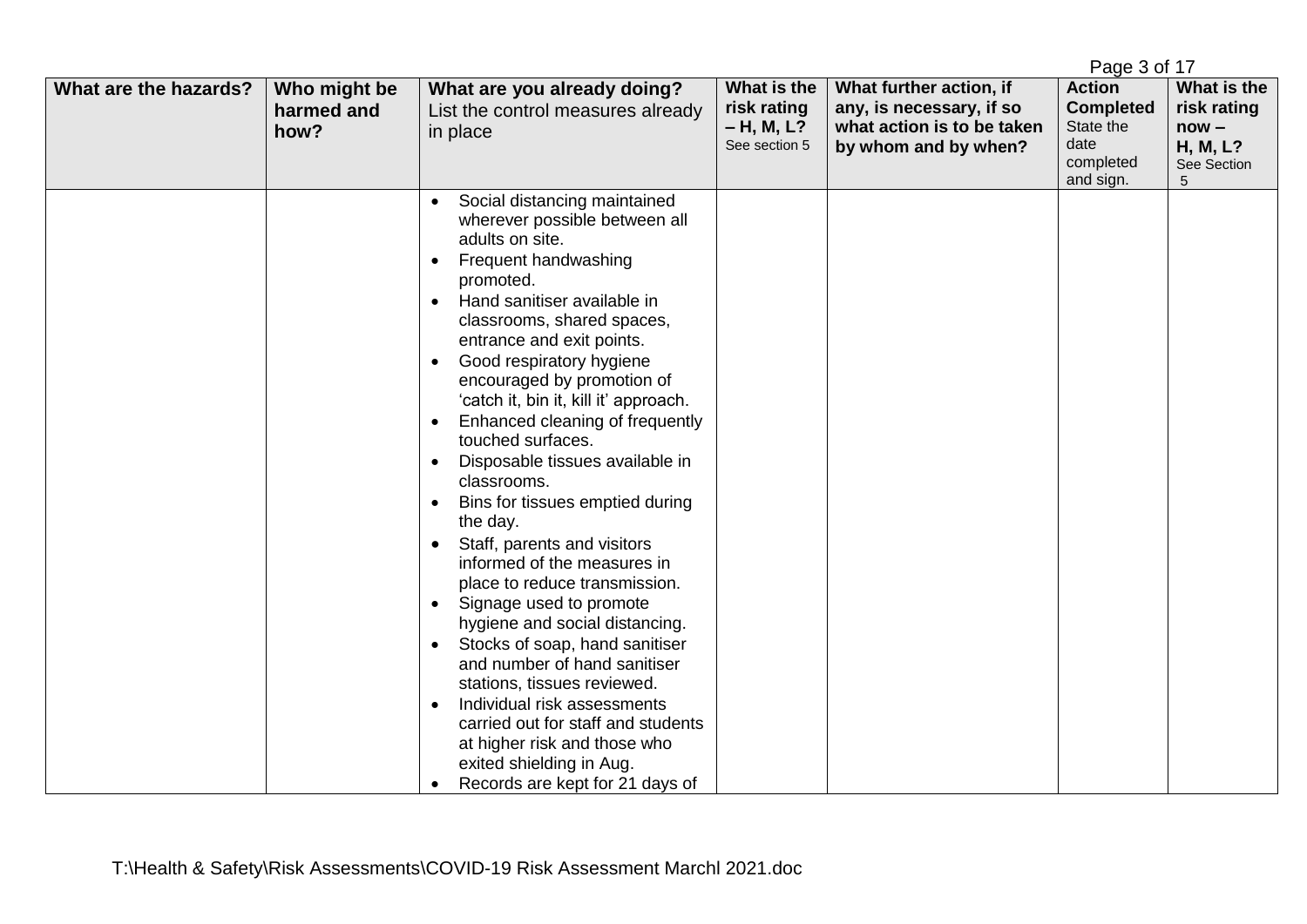| What are the hazards? | Who might be harmed and how? | What are you already doing? List the control measures already in place | What is the risk rating – H, M, L? See section 5 | What further action, if any, is necessary, if so what action is to be taken by whom and by when? | Action Completed State the date completed and sign. | What is the risk rating now – H, M, L? See Section 5 |
|---|---|---|---|---|---|---|
| | | • Social distancing maintained wherever possible between all adults on site.<br>• Frequent handwashing promoted.<br>• Hand sanitiser available in classrooms, shared spaces, entrance and exit points.<br>• Good respiratory hygiene encouraged by promotion of 'catch it, bin it, kill it' approach.<br>• Enhanced cleaning of frequently touched surfaces.<br>• Disposable tissues available in classrooms.<br>• Bins for tissues emptied during the day.<br>• Staff, parents and visitors informed of the measures in place to reduce transmission.<br>• Signage used to promote hygiene and social distancing.<br>• Stocks of soap, hand sanitiser and number of hand sanitiser stations, tissues reviewed.<br>• Individual risk assessments carried out for staff and students at higher risk and those who exited shielding in Aug.<br>• Records are kept for 21 days of | | | | |

T:\Health & Safety\Risk Assessments\COVID-19 Risk Assessment Marchl 2021.doc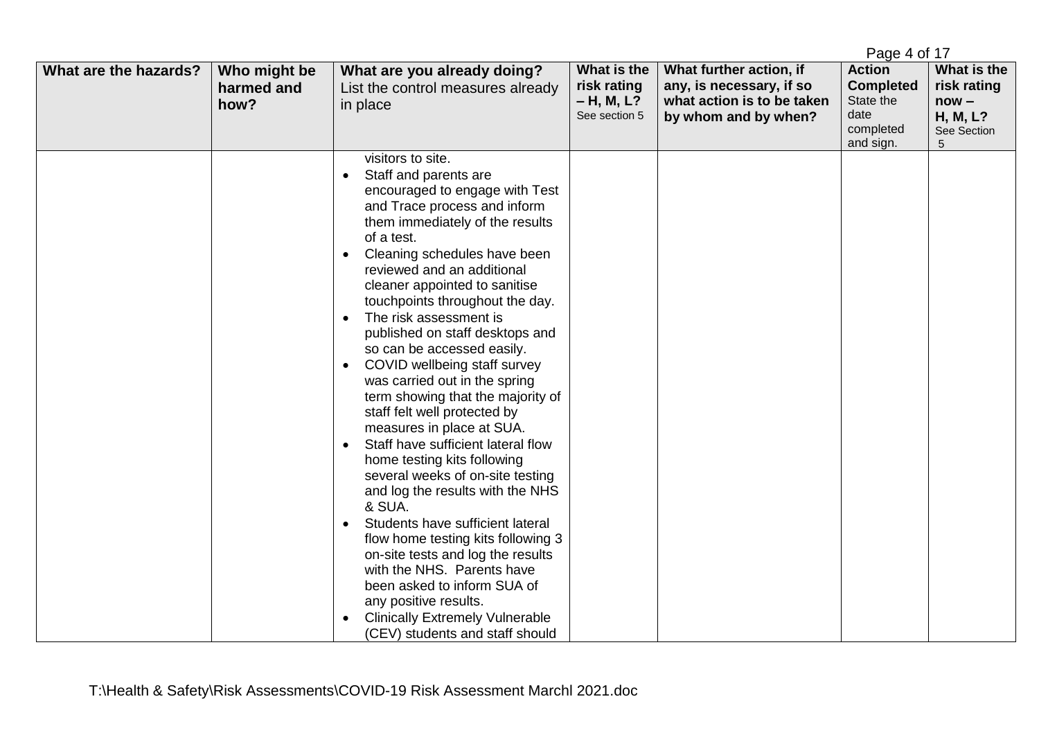| What are the hazards? | Who might be harmed and how? | What are you already doing? List the control measures already in place | What is the risk rating – H, M, L? See section 5 | What further action, if any, is necessary, if so what action is to be taken by whom and by when? | Action Completed State the date completed and sign. | What is the risk rating now – H, M, L? See Section 5 |
|---|---|---|---|---|---|---|
| | | visitors to site.<br>• Staff and parents are encouraged to engage with Test and Trace process and inform them immediately of the results of a test.<br>• Cleaning schedules have been reviewed and an additional cleaner appointed to sanitise touchpoints throughout the day.<br>• The risk assessment is published on staff desktops and so can be accessed easily.<br>• COVID wellbeing staff survey was carried out in the spring term showing that the majority of staff felt well protected by measures in place at SUA.<br>• Staff have sufficient lateral flow home testing kits following several weeks of on-site testing and log the results with the NHS & SUA.<br>• Students have sufficient lateral flow home testing kits following 3 on-site tests and log the results with the NHS. Parents have been asked to inform SUA of any positive results.<br>• Clinically Extremely Vulnerable (CEV) students and staff should | | | | |

T:\Health & Safety\Risk Assessments\COVID-19 Risk Assessment Marchl 2021.doc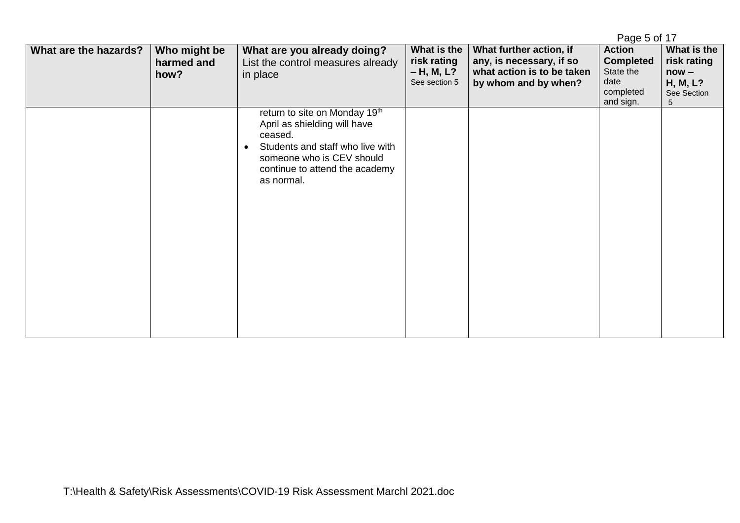| What are the hazards? | Who might be harmed and how? | What are you already doing? List the control measures already in place | What is the risk rating – H, M, L? See section 5 | What further action, if any, is necessary, if so what action is to be taken by whom and by when? | Action Completed State the date completed and sign. | What is the risk rating now – H, M, L? See Section 5 |
|---|---|---|---|---|---|---|
| | | return to site on Monday 19th April as shielding will have ceased.<br>• Students and staff who live with someone who is CEV should continue to attend the academy as normal. | | | | |

T:\Health & Safety\Risk Assessments\COVID-19 Risk Assessment Marchl 2021.doc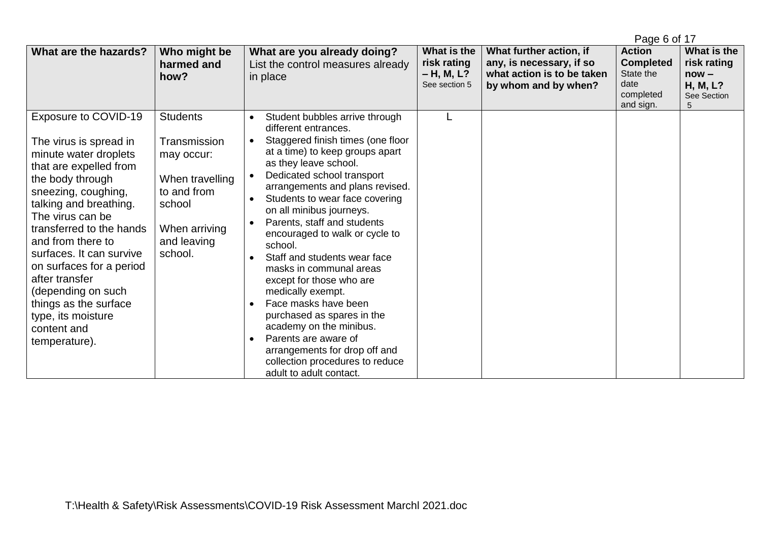| What are the hazards? | Who might be harmed and how? | What are you already doing? List the control measures already in place | What is the risk rating – H, M, L? See section 5 | What further action, if any, is necessary, if so what action is to be taken by whom and by when? | Action Completed State the date completed and sign. | What is the risk rating now – H, M, L? See Section 5 |
|---|---|---|---|---|---|---|
| Exposure to COVID-19<br><br>The virus is spread in minute water droplets that are expelled from the body through sneezing, coughing, talking and breathing. The virus can be transferred to the hands and from there to surfaces. It can survive on surfaces for a period after transfer (depending on such things as the surface type, its moisture content and temperature). | Students<br><br>Transmission may occur:<br><br>When travelling to and from school<br><br>When arriving and leaving school. | • Student bubbles arrive through different entrances.<br>• Staggered finish times (one floor at a time) to keep groups apart as they leave school.<br>• Dedicated school transport arrangements and plans revised.<br>• Students to wear face covering on all minibus journeys.<br>• Parents, staff and students encouraged to walk or cycle to school.<br>• Staff and students wear face masks in communal areas except for those who are medically exempt.<br>• Face masks have been purchased as spares in the academy on the minibus.<br>• Parents are aware of arrangements for drop off and collection procedures to reduce adult to adult contact. | L | | | |

T:\Health & Safety\Risk Assessments\COVID-19 Risk Assessment Marchl 2021.doc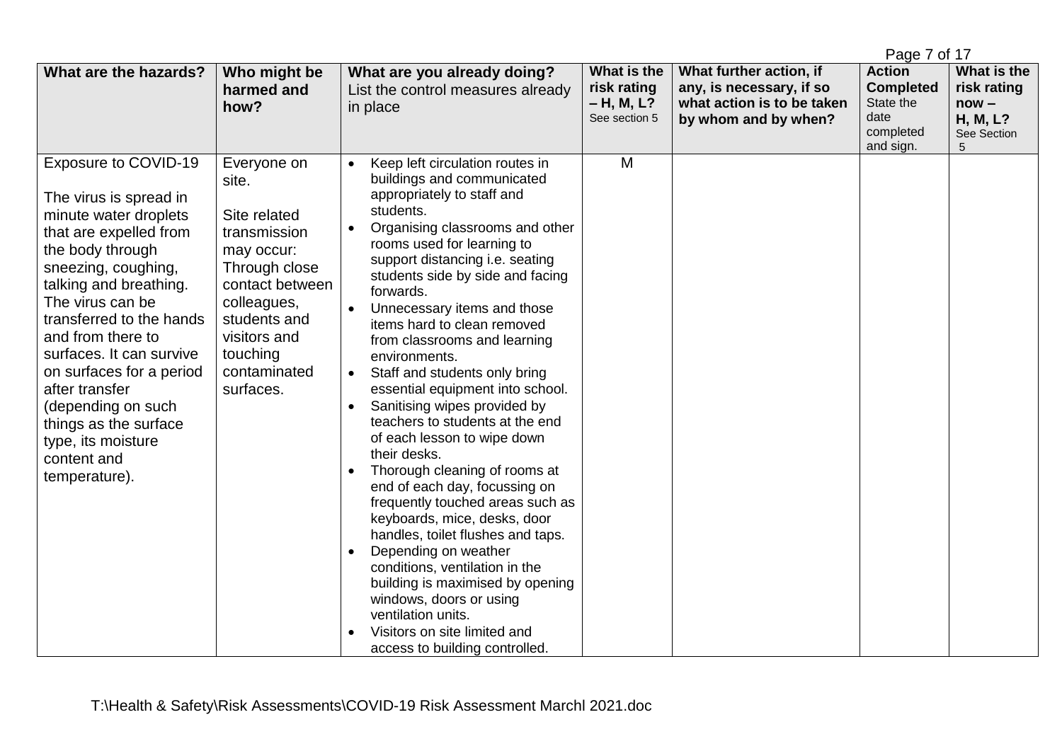| What are the hazards? | Who might be harmed and how? | What are you already doing? List the control measures already in place | What is the risk rating – H, M, L? See section 5 | What further action, if any, is necessary, if so what action is to be taken by whom and by when? | Action Completed State the date completed and sign. | What is the risk rating now – H, M, L? See Section 5 |
|---|---|---|---|---|---|---|
| Exposure to COVID-19<br><br>The virus is spread in minute water droplets that are expelled from the body through sneezing, coughing, talking and breathing. The virus can be transferred to the hands and from there to surfaces. It can survive on surfaces for a period after transfer (depending on such things as the surface type, its moisture content and temperature). | Everyone on site.<br><br>Site related transmission may occur: Through close contact between colleagues, students and visitors and touching contaminated surfaces. | • Keep left circulation routes in buildings and communicated appropriately to staff and students.<br>• Organising classrooms and other rooms used for learning to support distancing i.e. seating students side by side and facing forwards.<br>• Unnecessary items and those items hard to clean removed from classrooms and learning environments.<br>• Staff and students only bring essential equipment into school.<br>• Sanitising wipes provided by teachers to students at the end of each lesson to wipe down their desks.<br>• Thorough cleaning of rooms at end of each day, focussing on frequently touched areas such as keyboards, mice, desks, door handles, toilet flushes and taps.<br>• Depending on weather conditions, ventilation in the building is maximised by opening windows, doors or using ventilation units.<br>• Visitors on site limited and access to building controlled. | M | | | |

T:\Health & Safety\Risk Assessments\COVID-19 Risk Assessment Marchl 2021.doc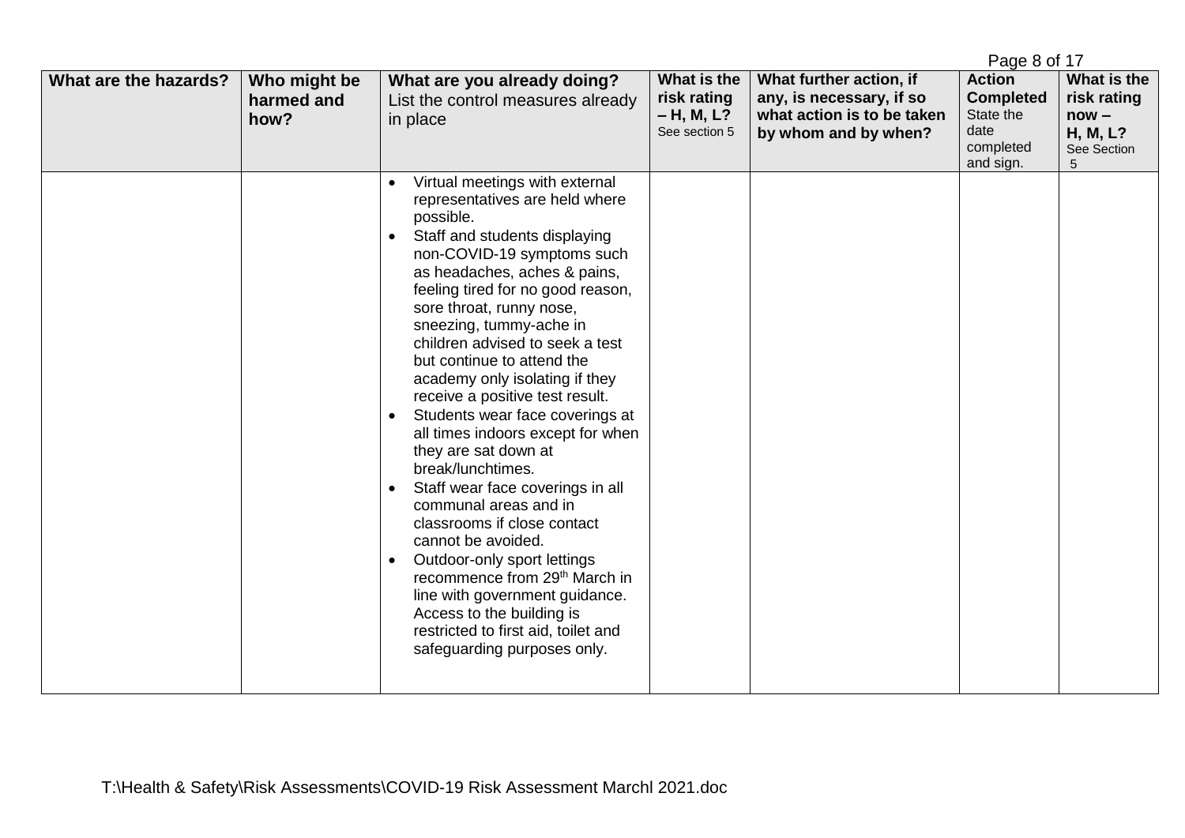| What are the hazards? | Who might be harmed and how? | What are you already doing? List the control measures already in place | What is the risk rating – H, M, L? See section 5 | What further action, if any, is necessary, if so what action is to be taken by whom and by when? | Action Completed State the date completed and sign. | What is the risk rating now – H, M, L? See Section 5 |
|---|---|---|---|---|---|---|
| | | • Virtual meetings with external representatives are held where possible.<br>• Staff and students displaying non-COVID-19 symptoms such as headaches, aches & pains, feeling tired for no good reason, sore throat, runny nose, sneezing, tummy-ache in children advised to seek a test but continue to attend the academy only isolating if they receive a positive test result.<br>• Students wear face coverings at all times indoors except for when they are sat down at break/lunchtimes.<br>• Staff wear face coverings in all communal areas and in classrooms if close contact cannot be avoided.<br>• Outdoor-only sport lettings recommence from 29th March in line with government guidance. Access to the building is restricted to first aid, toilet and safeguarding purposes only. | | | | |

T:\Health & Safety\Risk Assessments\COVID-19 Risk Assessment Marchl 2021.doc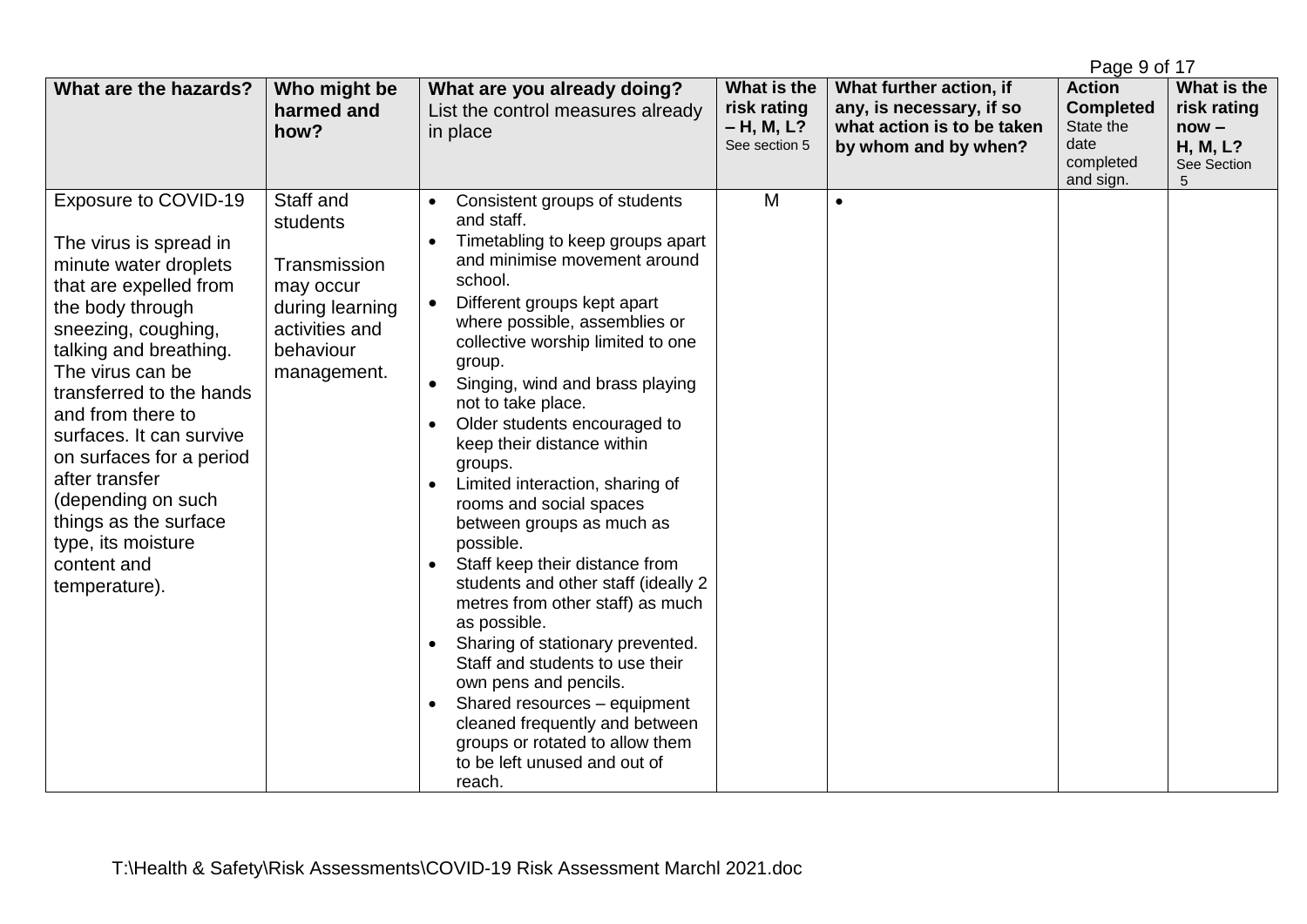| What are the hazards? | Who might be harmed and how? | What are you already doing? List the control measures already in place | What is the risk rating – H, M, L? See section 5 | What further action, if any, is necessary, if so what action is to be taken by whom and by when? | Action Completed State the date completed and sign. | What is the risk rating now – H, M, L? See Section 5 |
|---|---|---|---|---|---|---|
| Exposure to COVID-19<br><br>The virus is spread in minute water droplets that are expelled from the body through sneezing, coughing, talking and breathing. The virus can be transferred to the hands and from there to surfaces. It can survive on surfaces for a period after transfer (depending on such things as the surface type, its moisture content and temperature). | Staff and students<br><br>Transmission may occur during learning activities and behaviour management. | • Consistent groups of students and staff.<br>• Timetabling to keep groups apart and minimise movement around school.<br>• Different groups kept apart where possible, assemblies or collective worship limited to one group.<br>• Singing, wind and brass playing not to take place.<br>• Older students encouraged to keep their distance within groups.<br>• Limited interaction, sharing of rooms and social spaces between groups as much as possible.<br>• Staff keep their distance from students and other staff (ideally 2 metres from other staff) as much as possible.<br>• Sharing of stationary prevented. Staff and students to use their own pens and pencils.<br>• Shared resources – equipment cleaned frequently and between groups or rotated to allow them to be left unused and out of reach. | M | • | | |

T:\Health & Safety\Risk Assessments\COVID-19 Risk Assessment Marchl 2021.doc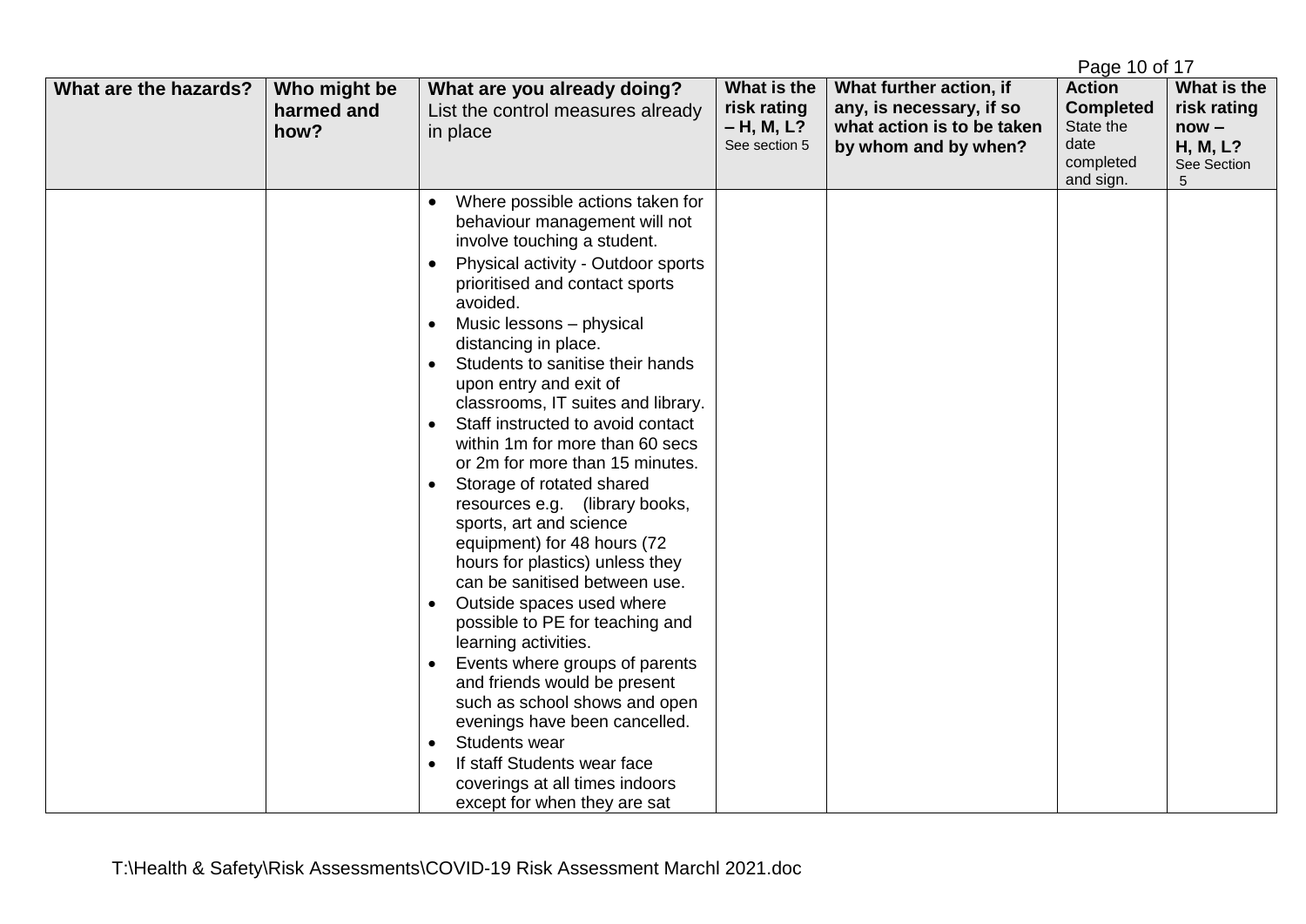| What are the hazards? | Who might be harmed and how? | What are you already doing? List the control measures already in place | What is the risk rating – H, M, L? See section 5 | What further action, if any, is necessary, if so what action is to be taken by whom and by when? | Action Completed State the date completed and sign. | What is the risk rating now – H, M, L? See Section 5 |
|---|---|---|---|---|---|---|
| | | • Where possible actions taken for behaviour management will not involve touching a student.<br>• Physical activity - Outdoor sports prioritised and contact sports avoided.<br>• Music lessons – physical distancing in place.<br>• Students to sanitise their hands upon entry and exit of classrooms, IT suites and library.<br>• Staff instructed to avoid contact within 1m for more than 60 secs or 2m for more than 15 minutes.<br>• Storage of rotated shared resources e.g. (library books, sports, art and science equipment) for 48 hours (72 hours for plastics) unless they can be sanitised between use.<br>• Outside spaces used where possible to PE for teaching and learning activities.<br>• Events where groups of parents and friends would be present such as school shows and open evenings have been cancelled.<br>• Students wear<br>• If staff Students wear face coverings at all times indoors except for when they are sat | | | | |

T:\Health & Safety\Risk Assessments\COVID-19 Risk Assessment Marchl 2021.doc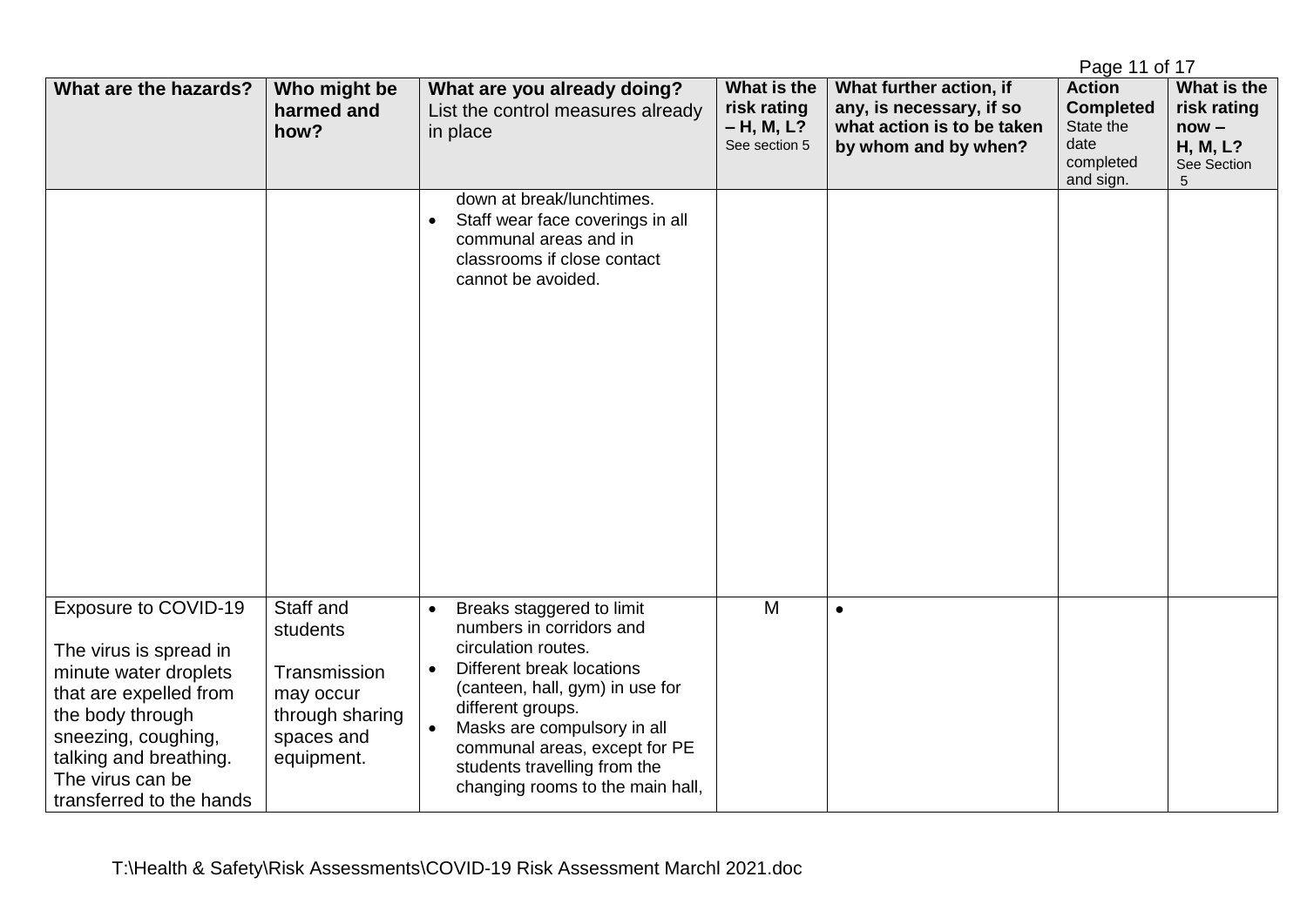| What are the hazards? | Who might be harmed and how? | What are you already doing? List the control measures already in place | What is the risk rating – H, M, L? See section 5 | What further action, if any, is necessary, if so what action is to be taken by whom and by when? | Action Completed State the date completed and sign. | What is the risk rating now – H, M, L? See Section 5 |
|---|---|---|---|---|---|---|
| | | down at break/lunchtimes.<br>• Staff wear face coverings in all communal areas and in classrooms if close contact cannot be avoided. | | | | |
| Exposure to COVID-19<br><br>The virus is spread in minute water droplets that are expelled from the body through sneezing, coughing, talking and breathing. The virus can be transferred to the hands | Staff and students<br><br>Transmission may occur through sharing spaces and equipment. | • Breaks staggered to limit numbers in corridors and circulation routes.<br>• Different break locations (canteen, hall, gym) in use for different groups.<br>• Masks are compulsory in all communal areas, except for PE students travelling from the changing rooms to the main hall, | M | • | | |

T:\Health & Safety\Risk Assessments\COVID-19 Risk Assessment Marchl 2021.doc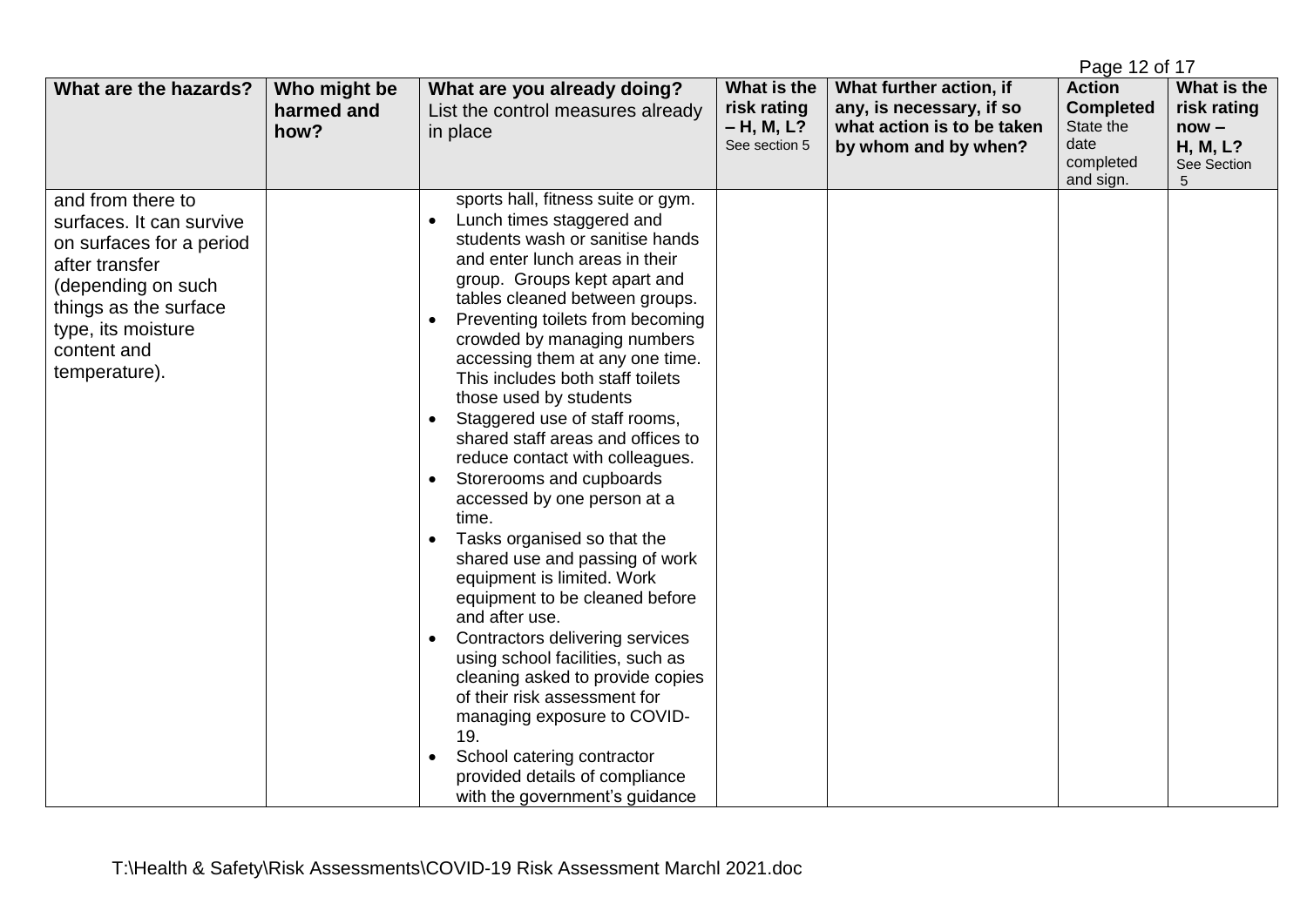| What are the hazards? | Who might be harmed and how? | What are you already doing? List the control measures already in place | What is the risk rating – H, M, L? See section 5 | What further action, if any, is necessary, if so what action is to be taken by whom and by when? | Action Completed State the date completed and sign. | What is the risk rating now – H, M, L? See Section 5 |
|---|---|---|---|---|---|---|
| and from there to surfaces. It can survive on surfaces for a period after transfer (depending on such things as the surface type, its moisture content and temperature). | | sports hall, fitness suite or gym.<br>• Lunch times staggered and students wash or sanitise hands and enter lunch areas in their group. Groups kept apart and tables cleaned between groups.<br>• Preventing toilets from becoming crowded by managing numbers accessing them at any one time. This includes both staff toilets those used by students<br>• Staggered use of staff rooms, shared staff areas and offices to reduce contact with colleagues.<br>• Storerooms and cupboards accessed by one person at a time.<br>• Tasks organised so that the shared use and passing of work equipment is limited. Work equipment to be cleaned before and after use.<br>• Contractors delivering services using school facilities, such as cleaning asked to provide copies of their risk assessment for managing exposure to COVID-19.<br>• School catering contractor provided details of compliance with the government's guidance | | | | |

T:\Health & Safety\Risk Assessments\COVID-19 Risk Assessment Marchl 2021.doc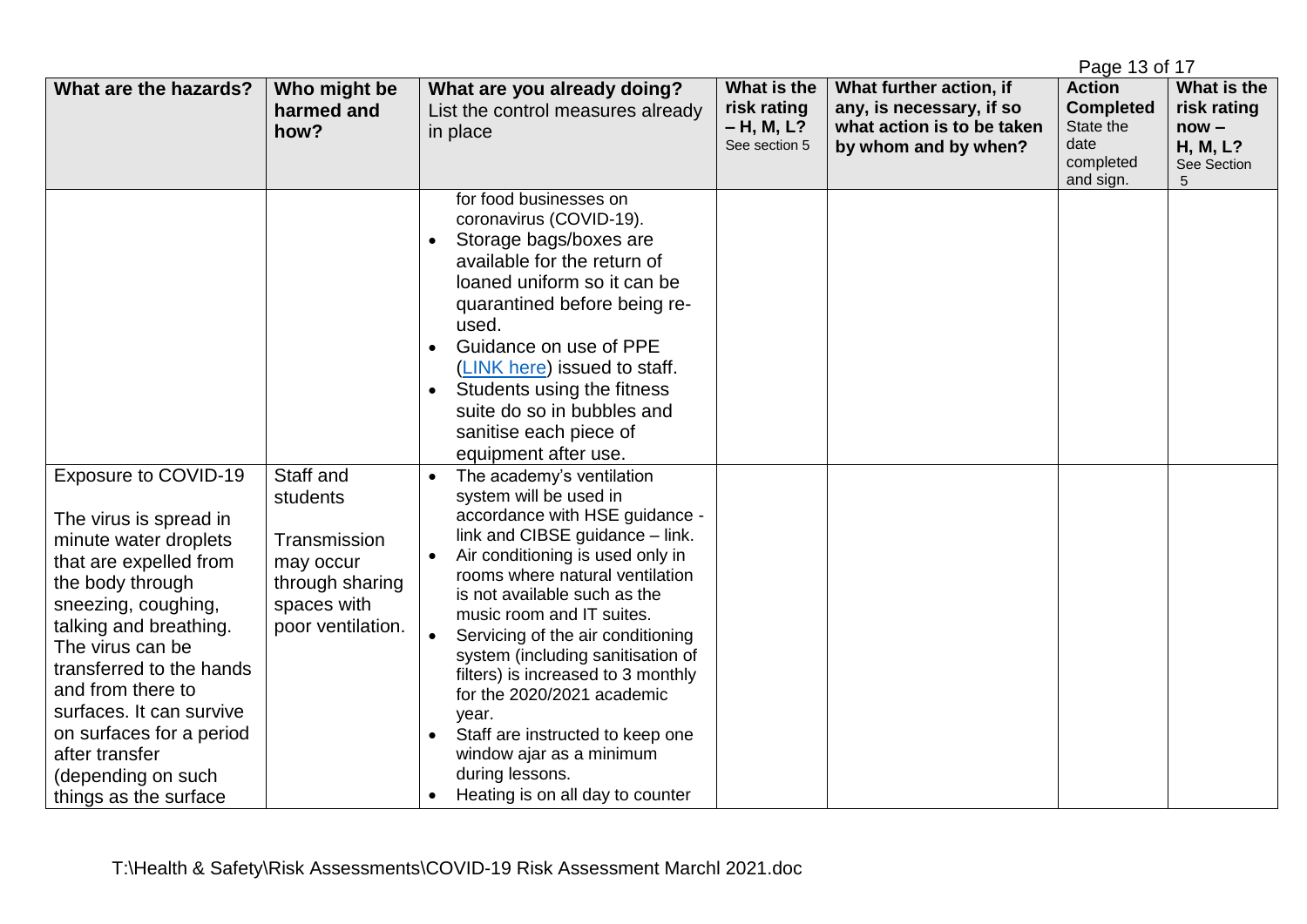| What are the hazards? | Who might be harmed and how? | What are you already doing? List the control measures already in place | What is the risk rating – H, M, L? See section 5 | What further action, if any, is necessary, if so what action is to be taken by whom and by when? | Action Completed State the date completed and sign. | What is the risk rating now – H, M, L? See Section 5 |
|---|---|---|---|---|---|---|
| | | for food businesses on coronavirus (COVID-19).<br>• Storage bags/boxes are available for the return of loaned uniform so it can be quarantined before being re-used.<br>• Guidance on use of PPE ([LINK here]) issued to staff.<br>• Students using the fitness suite do so in bubbles and sanitise each piece of equipment after use. | | | | |
| Exposure to COVID-19<br><br>The virus is spread in minute water droplets that are expelled from the body through sneezing, coughing, talking and breathing. The virus can be transferred to the hands and from there to surfaces. It can survive on surfaces for a period after transfer (depending on such things as the surface | Staff and students<br><br>Transmission may occur through sharing spaces with poor ventilation. | • The academy's ventilation system will be used in accordance with HSE guidance - link and CIBSE guidance – link.<br>• Air conditioning is used only in rooms where natural ventilation is not available such as the music room and IT suites.<br>• Servicing of the air conditioning system (including sanitisation of filters) is increased to 3 monthly for the 2020/2021 academic year.<br>• Staff are instructed to keep one window ajar as a minimum during lessons.<br>• Heating is on all day to counter | | | | |

T:\Health & Safety\Risk Assessments\COVID-19 Risk Assessment Marchl 2021.doc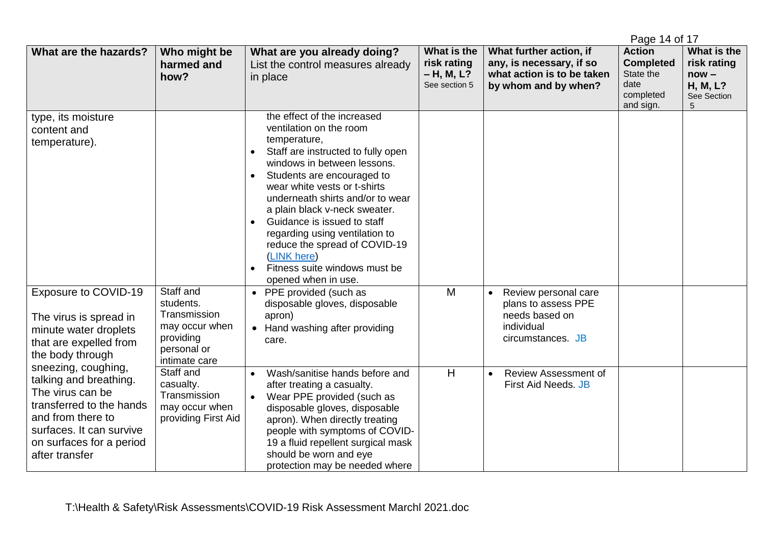| What are the hazards? | Who might be harmed and how? | What are you already doing? List the control measures already in place | What is the risk rating – H, M, L? See section 5 | What further action, if any, is necessary, if so what action is to be taken by whom and by when? | Action Completed State the date completed and sign. | What is the risk rating now – H, M, L? See Section 5 |
|---|---|---|---|---|---|---|
| type, its moisture content and temperature). | | the effect of the increased ventilation on the room temperature,<br>• Staff are instructed to fully open windows in between lessons.<br>• Students are encouraged to wear white vests or t-shirts underneath shirts and/or to wear a plain black v-neck sweater.<br>• Guidance is issued to staff regarding using ventilation to reduce the spread of COVID-19 ([LINK here]())<br>• Fitness suite windows must be opened when in use. | | | | |
| Exposure to COVID-19<br><br>The virus is spread in minute water droplets that are expelled from the body through sneezing, coughing, talking and breathing. The virus can be transferred to the hands and from there to surfaces. It can survive on surfaces for a period after transfer | Staff and students. Transmission may occur when providing personal or intimate care | • PPE provided (such as disposable gloves, disposable apron)<br>• Hand washing after providing care. | M | • Review personal care plans to assess PPE needs based on individual circumstances. JB | | |
| | Staff and casualty. Transmission may occur when providing First Aid | • Wash/sanitise hands before and after treating a casualty.<br>• Wear PPE provided (such as disposable gloves, disposable apron). When directly treating people with symptoms of COVID-19 a fluid repellent surgical mask should be worn and eye protection may be needed where | H | • Review Assessment of First Aid Needs. JB | | |

T:\Health & Safety\Risk Assessments\COVID-19 Risk Assessment Marchl 2021.doc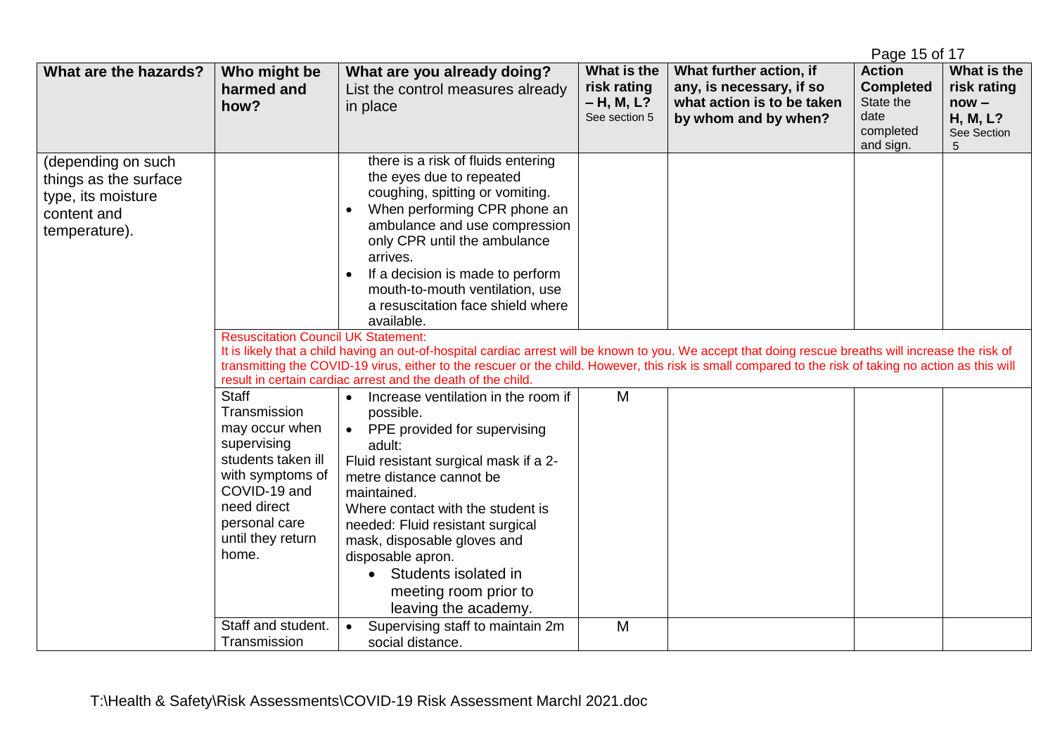| What are the hazards? | Who might be harmed and how? | What are you already doing? List the control measures already in place | What is the risk rating – H, M, L? See section 5 | What further action, if any, is necessary, if so what action is to be taken by whom and by when? | Action Completed State the date completed and sign. | What is the risk rating now – H, M, L? See Section 5 |
|---|---|---|---|---|---|---|
| (depending on such things as the surface type, its moisture content and temperature). | | there is a risk of fluids entering the eyes due to repeated coughing, spitting or vomiting.<br>• When performing CPR phone an ambulance and use compression only CPR until the ambulance arrives.<br>• If a decision is made to perform mouth-to-mouth ventilation, use a resuscitation face shield where available. | | | | |
| | Resuscitation Council UK Statement:<br>It is likely that a child having an out-of-hospital cardiac arrest will be known to you. We accept that doing rescue breaths will increase the risk of transmitting the COVID-19 virus, either to the rescuer or the child. However, this risk is small compared to the risk of taking no action as this will result in certain cardiac arrest and the death of the child. | | | | | |
| | Staff<br>Transmission may occur when supervising students taken ill with symptoms of COVID-19 and need direct personal care until they return home. | • Increase ventilation in the room if possible.<br>• PPE provided for supervising adult:<br>Fluid resistant surgical mask if a 2-metre distance cannot be maintained.<br>Where contact with the student is needed: Fluid resistant surgical mask, disposable gloves and disposable apron.<br>• Students isolated in meeting room prior to leaving the academy. | M | | | |
| | Staff and student. Transmission | • Supervising staff to maintain 2m social distance. | M | | | |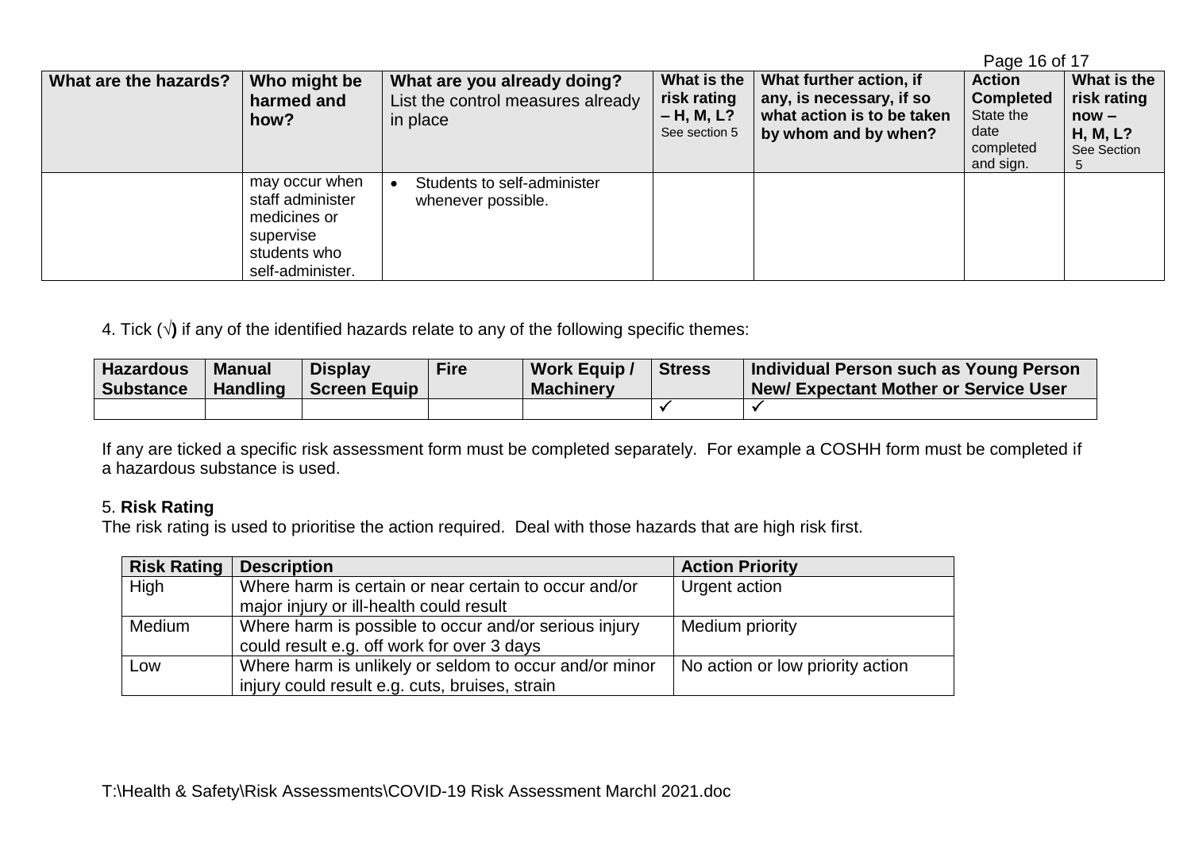| What are the hazards? | Who might be harmed and how? | What are you already doing? List the control measures already in place | What is the risk rating – H, M, L? See section 5 | What further action, if any, is necessary, if so what action is to be taken by whom and by when? | Action Completed State the date completed and sign. | What is the risk rating now – H, M, L? See Section 5 |
|---|---|---|---|---|---|---|
| | may occur when staff administer medicines or supervise students who self-administer. | • Students to self-administer whenever possible. | | | | |

4. Tick (√**)** if any of the identified hazards relate to any of the following specific themes:

| Hazardous Substance | Manual Handling | Display Screen Equip | Fire | Work Equip / Machinery | Stress | Individual Person such as Young Person New/ Expectant Mother or Service User |
|---|---|---|---|---|---|---|
| | | | | | ✓ | ✓ |

If any are ticked a specific risk assessment form must be completed separately. For example a COSHH form must be completed if a hazardous substance is used.

5. **Risk Rating**

The risk rating is used to prioritise the action required. Deal with those hazards that are high risk first.

| Risk Rating | Description | Action Priority |
|---|---|---|
| High | Where harm is certain or near certain to occur and/or major injury or ill-health could result | Urgent action |
| Medium | Where harm is possible to occur and/or serious injury could result e.g. off work for over 3 days | Medium priority |
| Low | Where harm is unlikely or seldom to occur and/or minor injury could result e.g. cuts, bruises, strain | No action or low priority action |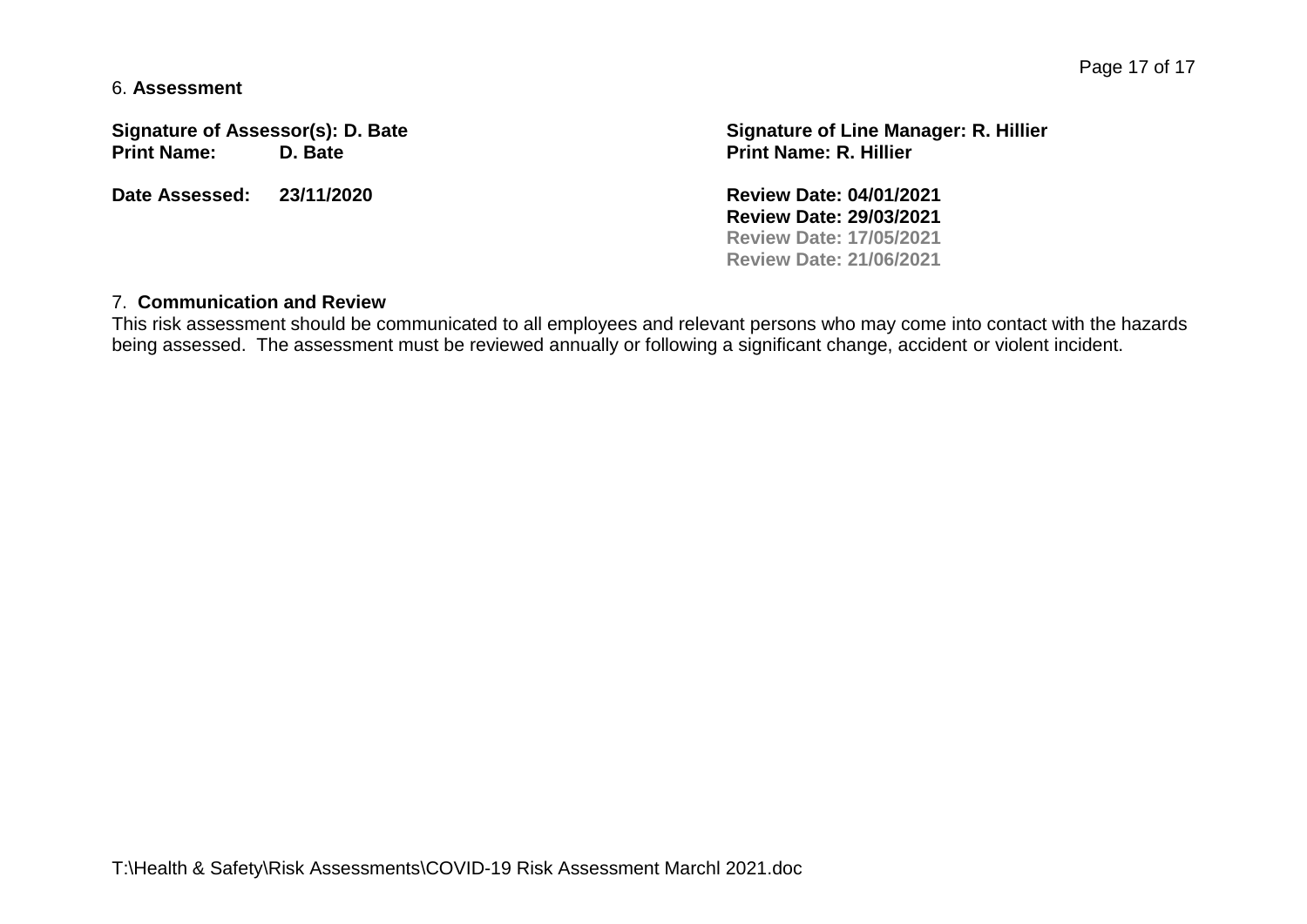6. **Assessment**

**Signature of Assessor(s): D. Bate**
**Print Name: D. Bate**

**Date Assessed: 23/11/2020**

**Signature of Line Manager: R. Hillier**
**Print Name: R. Hillier**

**Review Date: 04/01/2021**
**Review Date: 29/03/2021**
**Review Date: 17/05/2021**
**Review Date: 21/06/2021**

7. **Communication and Review**

This risk assessment should be communicated to all employees and relevant persons who may come into contact with the hazards being assessed. The assessment must be reviewed annually or following a significant change, accident or violent incident.

T:\Health & Safety\Risk Assessments\COVID-19 Risk Assessment Marchl 2021.doc